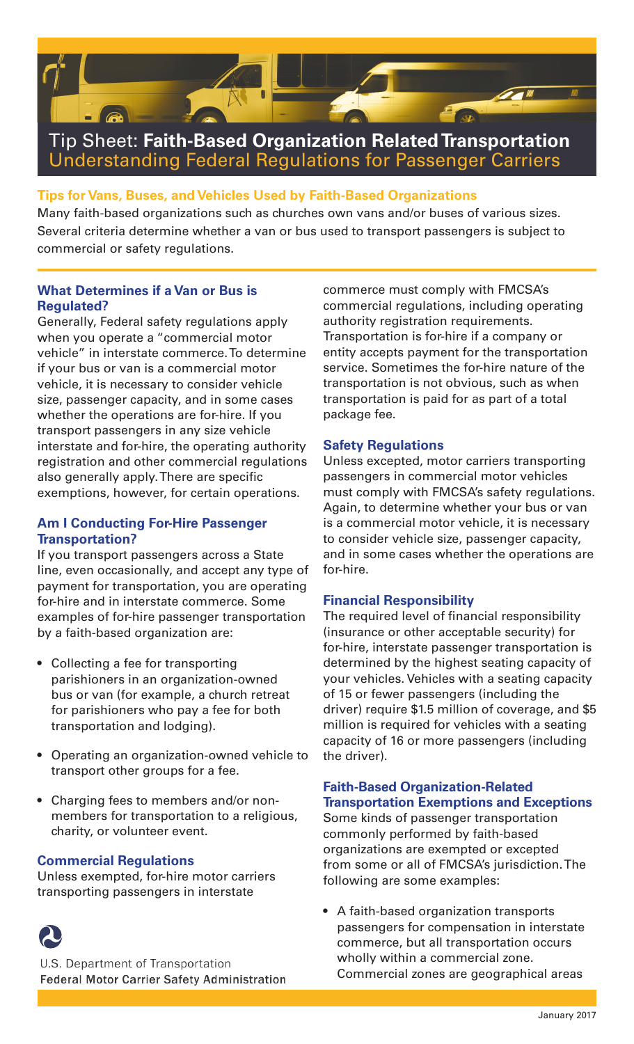# Tip Sheet: **Faith-Based Organization Related Transportation**

## Understanding Federal Regulations for Passenger Carriers

### Tips for Vans, Buses, and Vehicles Used by Faith-Based Organizations

Many faith-based organizations such as churches own vans and/or buses of various sizes. Several criteria determine whether a van or bus used to transport passengers is subject to commercial or safety regulations.

### What Determines if a Van or Bus is Regulated?

Generally, Federal safety regulations apply when you operate a "commercial motor vehicle" in interstate commerce. To determine if your bus or van is a commercial motor vehicle, it is necessary to consider vehicle size, passenger capacity, and in some cases whether the operations are for-hire. If you transport passengers in any size vehicle interstate and for-hire, the operating authority registration and other commercial regulations also generally apply. There are specific exemptions, however, for certain operations.

### Am I Conducting For-Hire Passenger Transportation?

If you transport passengers across a State line, even occasionally, and accept any type of payment for transportation, you are operating for-hire and in interstate commerce. Some examples of for-hire passenger transportation by a faith-based organization are:

- Collecting a fee for transporting parishioners in an organization-owned bus or van (for example, a church retreat for parishioners who pay a fee for both transportation and lodging).
- Operating an organization-owned vehicle to transport other groups for a fee.
- Charging fees to members and/or non-members for transportation to a religious, charity, or volunteer event.

### Commercial Regulations

Unless exempted, for-hire motor carriers transporting passengers in interstate commerce must comply with FMCSA's commercial regulations, including operating authority registration requirements. Transportation is for-hire if a company or entity accepts payment for the transportation service. Sometimes the for-hire nature of the transportation is not obvious, such as when transportation is paid for as part of a total package fee.

### Safety Regulations

Unless excepted, motor carriers transporting passengers in commercial motor vehicles must comply with FMCSA's safety regulations. Again, to determine whether your bus or van is a commercial motor vehicle, it is necessary to consider vehicle size, passenger capacity, and in some cases whether the operations are for-hire.

### Financial Responsibility

The required level of financial responsibility (insurance or other acceptable security) for for-hire, interstate passenger transportation is determined by the highest seating capacity of your vehicles. Vehicles with a seating capacity of 15 or fewer passengers (including the driver) require $1.5 million of coverage, and $5 million is required for vehicles with a seating capacity of 16 or more passengers (including the driver).

### Faith-Based Organization-Related Transportation Exemptions and Exceptions

Some kinds of passenger transportation commonly performed by faith-based organizations are exempted or excepted from some or all of FMCSA's jurisdiction. The following are some examples:

- A faith-based organization transports passengers for compensation in interstate commerce, but all transportation occurs wholly within a commercial zone. Commercial zones are geographical areas

U.S. Department of Transportation
Federal Motor Carrier Safety Administration

January 2017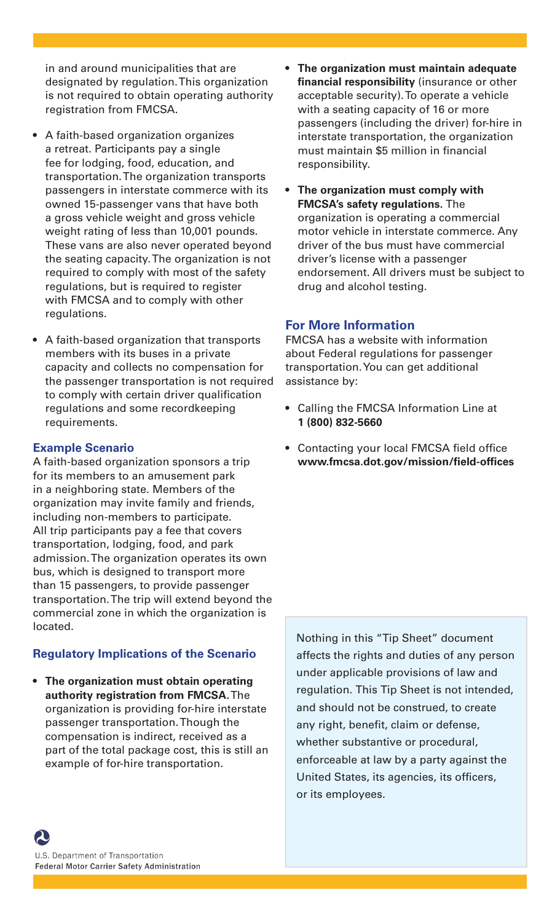in and around municipalities that are designated by regulation. This organization is not required to obtain operating authority registration from FMCSA.

- A faith-based organization organizes a retreat. Participants pay a single fee for lodging, food, education, and transportation. The organization transports passengers in interstate commerce with its owned 15-passenger vans that have both a gross vehicle weight and gross vehicle weight rating of less than 10,001 pounds. These vans are also never operated beyond the seating capacity. The organization is not required to comply with most of the safety regulations, but is required to register with FMCSA and to comply with other regulations.
- A faith-based organization that transports members with its buses in a private capacity and collects no compensation for the passenger transportation is not required to comply with certain driver qualification regulations and some recordkeeping requirements.

### Example Scenario

A faith-based organization sponsors a trip for its members to an amusement park in a neighboring state. Members of the organization may invite family and friends, including non-members to participate. All trip participants pay a fee that covers transportation, lodging, food, and park admission. The organization operates its own bus, which is designed to transport more than 15 passengers, to provide passenger transportation. The trip will extend beyond the commercial zone in which the organization is located.

### Regulatory Implications of the Scenario

- **The organization must obtain operating authority registration from FMCSA.** The organization is providing for-hire interstate passenger transportation. Though the compensation is indirect, received as a part of the total package cost, this is still an example of for-hire transportation.
- **The organization must maintain adequate financial responsibility** (insurance or other acceptable security). To operate a vehicle with a seating capacity of 16 or more passengers (including the driver) for-hire in interstate transportation, the organization must maintain $5 million in financial responsibility.
- **The organization must comply with FMCSA's safety regulations.** The organization is operating a commercial motor vehicle in interstate commerce. Any driver of the bus must have commercial driver's license with a passenger endorsement. All drivers must be subject to drug and alcohol testing.

### For More Information

FMCSA has a website with information about Federal regulations for passenger transportation. You can get additional assistance by:

- Calling the FMCSA Information Line at **1 (800) 832-5660**
- Contacting your local FMCSA field office **www.fmcsa.dot.gov/mission/field-offices**

Nothing in this "Tip Sheet" document affects the rights and duties of any person under applicable provisions of law and regulation. This Tip Sheet is not intended, and should not be construed, to create any right, benefit, claim or defense, whether substantive or procedural, enforceable at law by a party against the United States, its agencies, its officers, or its employees.

U.S. Department of Transportation
**Federal Motor Carrier Safety Administration**